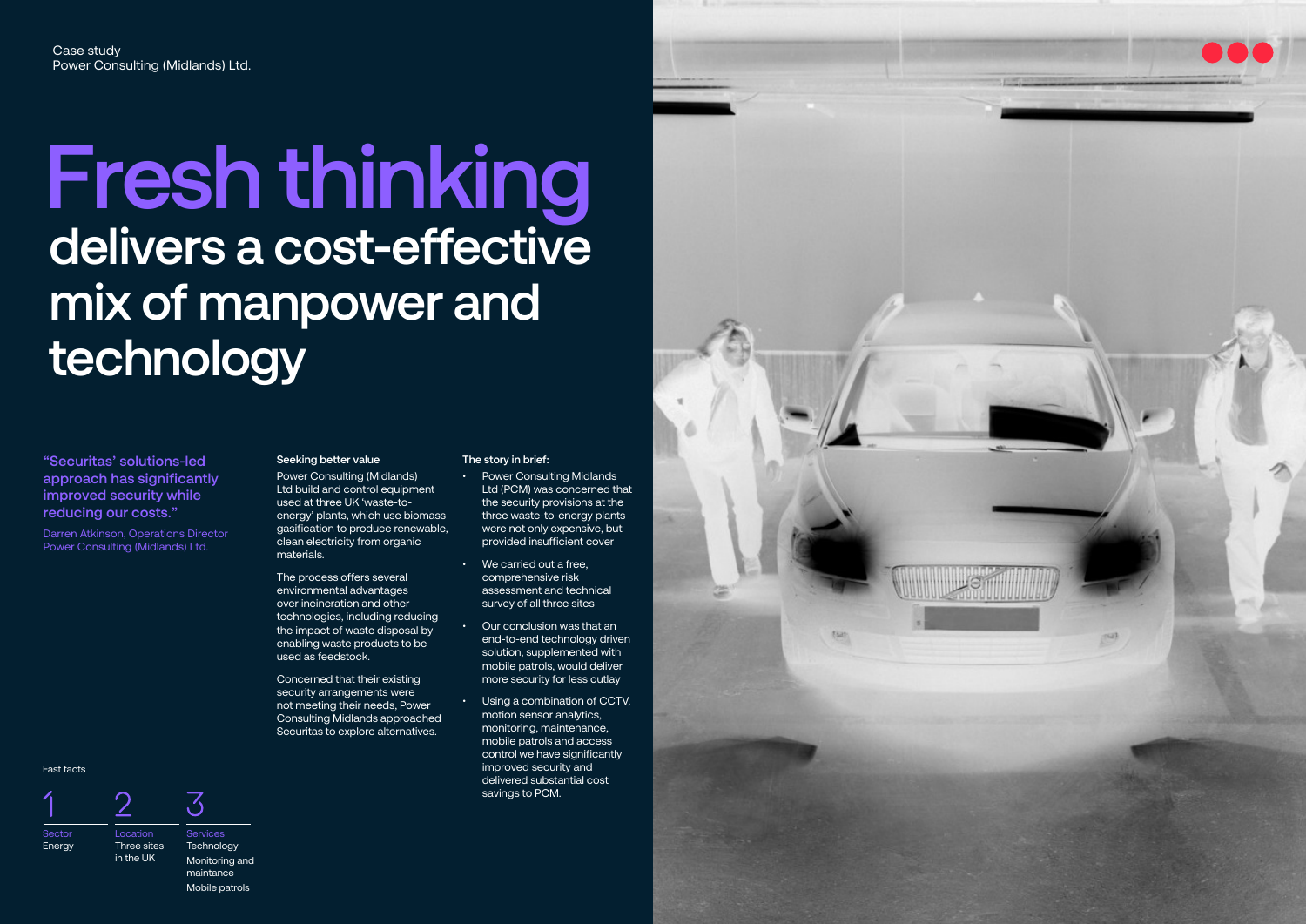Case study
Power Consulting (Midlands) Ltd.

# Fresh thinking delivers a cost-effective mix of manpower and technology

**"Securitas' solutions-led approach has significantly improved security while reducing our costs."**

Darren Atkinson, Operations Director
Power Consulting (Midlands) Ltd.

### Seeking better value

Power Consulting (Midlands) Ltd build and control equipment used at three UK 'waste-to-energy' plants, which use biomass gasification to produce renewable, clean electricity from organic materials.

The process offers several environmental advantages over incineration and other technologies, including reducing the impact of waste disposal by enabling waste products to be used as feedstock.

Concerned that their existing security arrangements were not meeting their needs, Power Consulting Midlands approached Securitas to explore alternatives.

### The story in brief:

- Power Consulting Midlands Ltd (PCM) was concerned that the security provisions at the three waste-to-energy plants were not only expensive, but provided insufficient cover
- We carried out a free, comprehensive risk assessment and technical survey of all three sites
- Our conclusion was that an end-to-end technology driven solution, supplemented with mobile patrols, would deliver more security for less outlay
- Using a combination of CCTV, motion sensor analytics, monitoring, maintenance, mobile patrols and access control we have significantly improved security and delivered substantial cost savings to PCM.

### Fast facts

| 1 | 2 | 3 |
| --- | --- | --- |
| Sector | Location | Services |
| Energy | Three sites in the UK | Technology<br>Monitoring and maintance<br>Mobile patrols |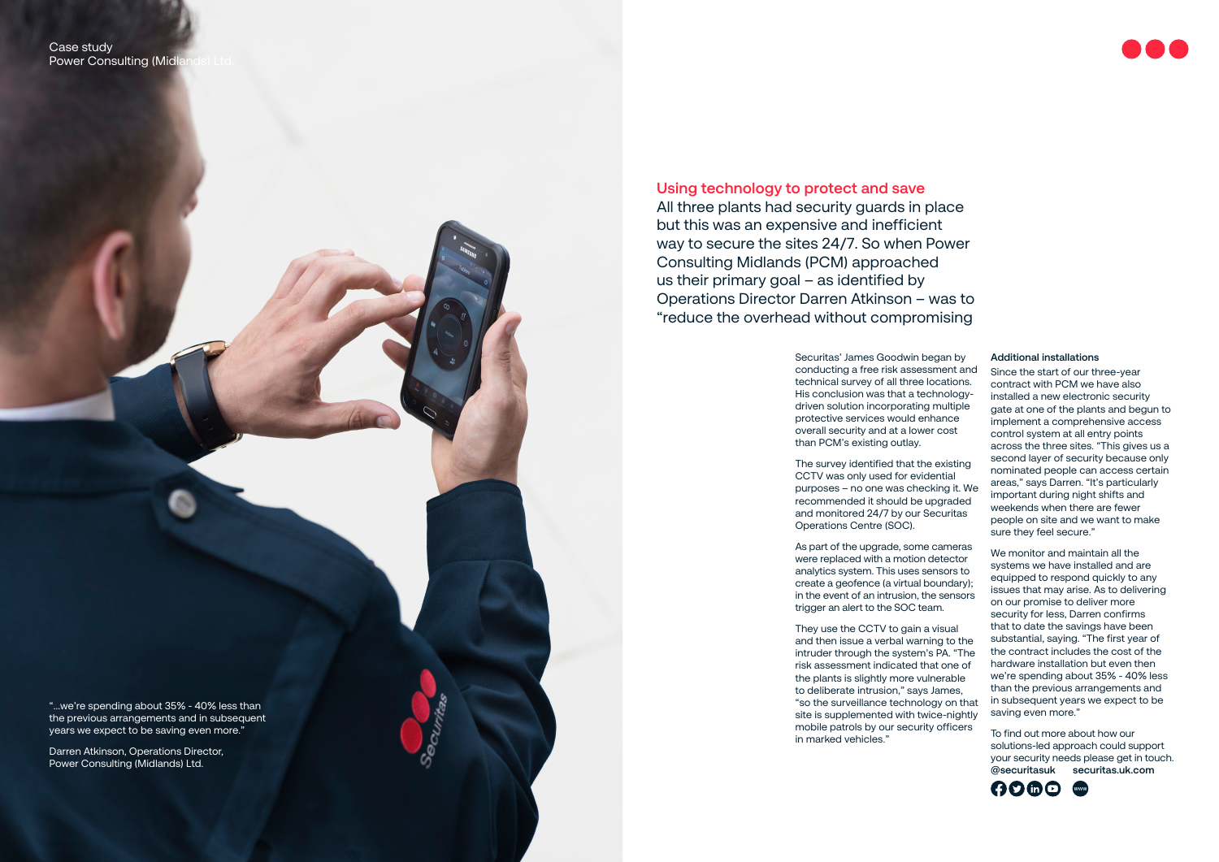Case study
Power Consulting (Midlands) Ltd.

"...we're spending about 35% - 40% less than the previous arrangements and in subsequent years we expect to be saving even more."

Darren Atkinson, Operations Director,
Power Consulting (Midlands) Ltd.

## Using technology to protect and save

All three plants had security guards in place but this was an expensive and inefficient way to secure the sites 24/7. So when Power Consulting Midlands (PCM) approached us their primary goal – as identified by Operations Director Darren Atkinson – was to "reduce the overhead without compromising

Securitas' James Goodwin began by conducting a free risk assessment and technical survey of all three locations. His conclusion was that a technology-driven solution incorporating multiple protective services would enhance overall security and at a lower cost than PCM's existing outlay.

The survey identified that the existing CCTV was only used for evidential purposes – no one was checking it. We recommended it should be upgraded and monitored 24/7 by our Securitas Operations Centre (SOC).

As part of the upgrade, some cameras were replaced with a motion detector analytics system. This uses sensors to create a geofence (a virtual boundary); in the event of an intrusion, the sensors trigger an alert to the SOC team.

They use the CCTV to gain a visual and then issue a verbal warning to the intruder through the system's PA. "The risk assessment indicated that one of the plants is slightly more vulnerable to deliberate intrusion," says James, "so the surveillance technology on that site is supplemented with twice-nightly mobile patrols by our security officers in marked vehicles."

**Additional installations**

Since the start of our three-year contract with PCM we have also installed a new electronic security gate at one of the plants and begun to implement a comprehensive access control system at all entry points across the three sites. "This gives us a second layer of security because only nominated people can access certain areas," says Darren. "It's particularly important during night shifts and weekends when there are fewer people on site and we want to make sure they feel secure."

We monitor and maintain all the systems we have installed and are equipped to respond quickly to any issues that may arise. As to delivering on our promise to deliver more security for less, Darren confirms that to date the savings have been substantial, saying. "The first year of the contract includes the cost of the hardware installation but even then we're spending about 35% - 40% less than the previous arrangements and in subsequent years we expect to be saving even more."

To find out more about how our solutions-led approach could support your security needs please get in touch.

**@securitasuk** **securitas.uk.com**